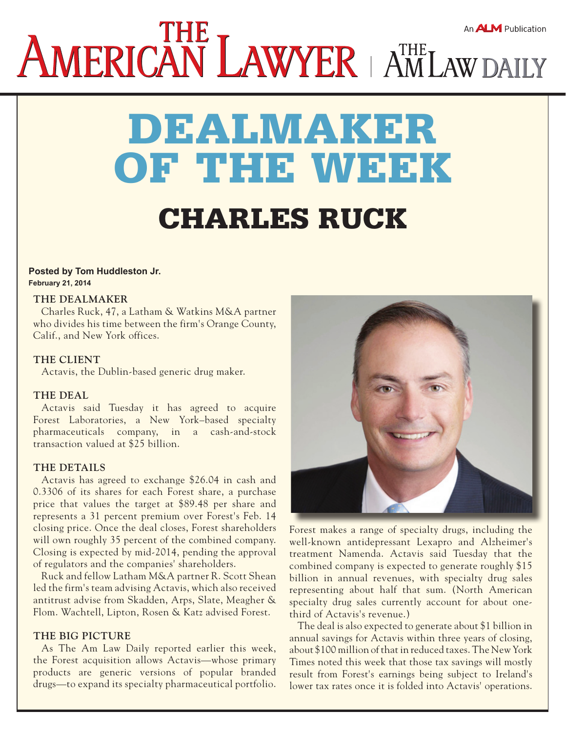# DEALMAKER OF THE WEEK

## CHARLES RUCK

**Posted by Tom Huddleston Jr.**
**February 21, 2014**

### THE DEALMAKER

Charles Ruck, 47, a Latham & Watkins M&A partner who divides his time between the firm's Orange County, Calif., and New York offices.

### THE CLIENT

Actavis, the Dublin-based generic drug maker.

### THE DEAL

Actavis said Tuesday it has agreed to acquire Forest Laboratories, a New York–based specialty pharmaceuticals company, in a cash-and-stock transaction valued at $25 billion.

### THE DETAILS

Actavis has agreed to exchange $26.04 in cash and 0.3306 of its shares for each Forest share, a purchase price that values the target at $89.48 per share and represents a 31 percent premium over Forest's Feb. 14 closing price. Once the deal closes, Forest shareholders will own roughly 35 percent of the combined company. Closing is expected by mid-2014, pending the approval of regulators and the companies' shareholders.

Ruck and fellow Latham M&A partner R. Scott Shean led the firm's team advising Actavis, which also received antitrust advise from Skadden, Arps, Slate, Meagher & Flom. Wachtell, Lipton, Rosen & Katz advised Forest.

### THE BIG PICTURE

As The Am Law Daily reported earlier this week, the Forest acquisition allows Actavis—whose primary products are generic versions of popular branded drugs—to expand its specialty pharmaceutical portfolio. Forest makes a range of specialty drugs, including the well-known antidepressant Lexapro and Alzheimer's treatment Namenda. Actavis said Tuesday that the combined company is expected to generate roughly $15 billion in annual revenues, with specialty drug sales representing about half that sum. (North American specialty drug sales currently account for about one-third of Actavis's revenue.)

The deal is also expected to generate about $1 billion in annual savings for Actavis within three years of closing, about $100 million of that in reduced taxes. The New York Times noted this week that those tax savings will mostly result from Forest's earnings being subject to Ireland's lower tax rates once it is folded into Actavis' operations.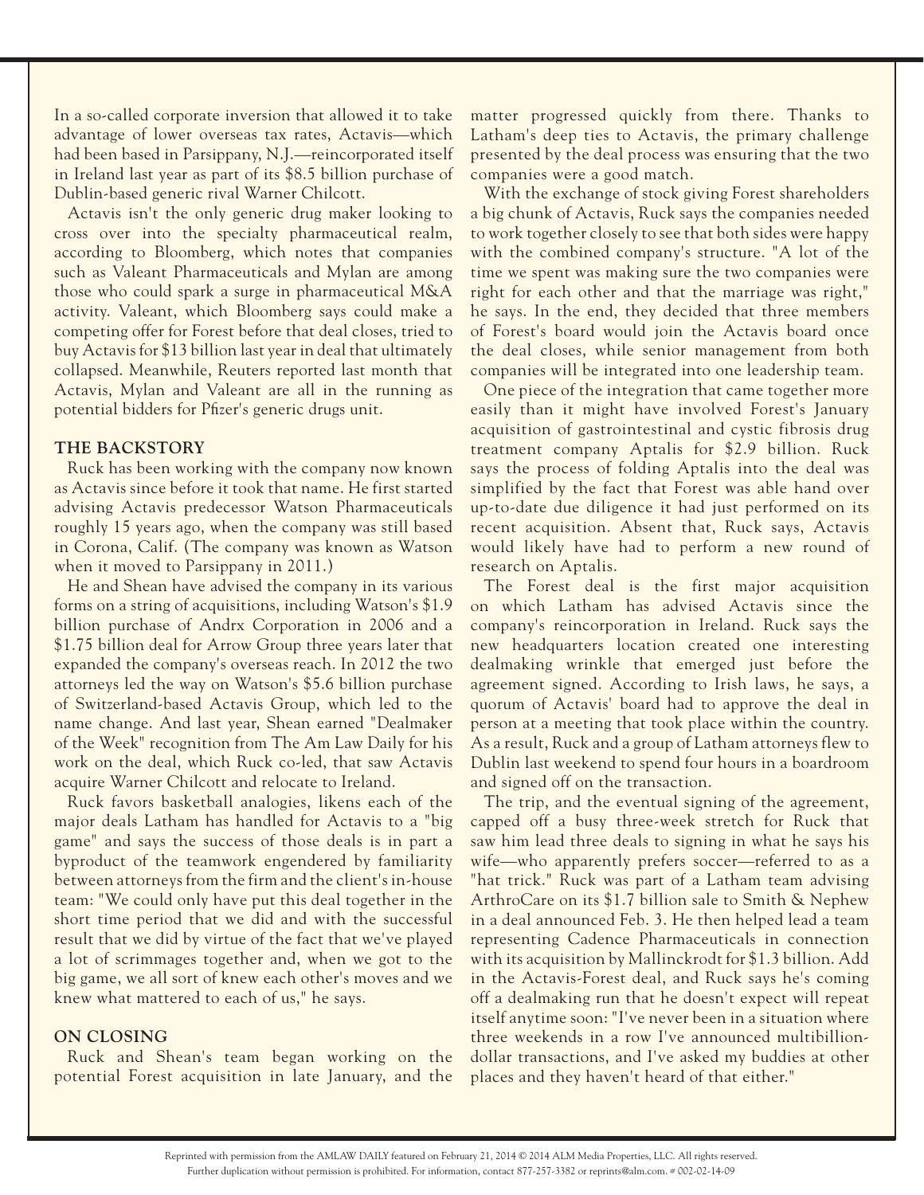In a so-called corporate inversion that allowed it to take advantage of lower overseas tax rates, Actavis—which had been based in Parsippany, N.J.—reincorporated itself in Ireland last year as part of its $8.5 billion purchase of Dublin-based generic rival Warner Chilcott.

Actavis isn't the only generic drug maker looking to cross over into the specialty pharmaceutical realm, according to Bloomberg, which notes that companies such as Valeant Pharmaceuticals and Mylan are among those who could spark a surge in pharmaceutical M&A activity. Valeant, which Bloomberg says could make a competing offer for Forest before that deal closes, tried to buy Actavis for $13 billion last year in deal that ultimately collapsed. Meanwhile, Reuters reported last month that Actavis, Mylan and Valeant are all in the running as potential bidders for Pfizer's generic drugs unit.

**THE BACKSTORY**

Ruck has been working with the company now known as Actavis since before it took that name. He first started advising Actavis predecessor Watson Pharmaceuticals roughly 15 years ago, when the company was still based in Corona, Calif. (The company was known as Watson when it moved to Parsippany in 2011.)

He and Shean have advised the company in its various forms on a string of acquisitions, including Watson's $1.9 billion purchase of Andrx Corporation in 2006 and a $1.75 billion deal for Arrow Group three years later that expanded the company's overseas reach. In 2012 the two attorneys led the way on Watson's $5.6 billion purchase of Switzerland-based Actavis Group, which led to the name change. And last year, Shean earned "Dealmaker of the Week" recognition from The Am Law Daily for his work on the deal, which Ruck co-led, that saw Actavis acquire Warner Chilcott and relocate to Ireland.

Ruck favors basketball analogies, likens each of the major deals Latham has handled for Actavis to a "big game" and says the success of those deals is in part a byproduct of the teamwork engendered by familiarity between attorneys from the firm and the client's in-house team: "We could only have put this deal together in the short time period that we did and with the successful result that we did by virtue of the fact that we've played a lot of scrimmages together and, when we got to the big game, we all sort of knew each other's moves and we knew what mattered to each of us," he says.

**ON CLOSING**

Ruck and Shean's team began working on the potential Forest acquisition in late January, and the matter progressed quickly from there. Thanks to Latham's deep ties to Actavis, the primary challenge presented by the deal process was ensuring that the two companies were a good match.

With the exchange of stock giving Forest shareholders a big chunk of Actavis, Ruck says the companies needed to work together closely to see that both sides were happy with the combined company's structure. "A lot of the time we spent was making sure the two companies were right for each other and that the marriage was right," he says. In the end, they decided that three members of Forest's board would join the Actavis board once the deal closes, while senior management from both companies will be integrated into one leadership team.

One piece of the integration that came together more easily than it might have involved Forest's January acquisition of gastrointestinal and cystic fibrosis drug treatment company Aptalis for $2.9 billion. Ruck says the process of folding Aptalis into the deal was simplified by the fact that Forest was able hand over up-to-date due diligence it had just performed on its recent acquisition. Absent that, Ruck says, Actavis would likely have had to perform a new round of research on Aptalis.

The Forest deal is the first major acquisition on which Latham has advised Actavis since the company's reincorporation in Ireland. Ruck says the new headquarters location created one interesting dealmaking wrinkle that emerged just before the agreement signed. According to Irish laws, he says, a quorum of Actavis' board had to approve the deal in person at a meeting that took place within the country. As a result, Ruck and a group of Latham attorneys flew to Dublin last weekend to spend four hours in a boardroom and signed off on the transaction.

The trip, and the eventual signing of the agreement, capped off a busy three-week stretch for Ruck that saw him lead three deals to signing in what he says his wife—who apparently prefers soccer—referred to as a "hat trick." Ruck was part of a Latham team advising ArthroCare on its $1.7 billion sale to Smith & Nephew in a deal announced Feb. 3. He then helped lead a team representing Cadence Pharmaceuticals in connection with its acquisition by Mallinckrodt for $1.3 billion. Add in the Actavis-Forest deal, and Ruck says he's coming off a dealmaking run that he doesn't expect will repeat itself anytime soon: "I've never been in a situation where three weekends in a row I've announced multibillion-dollar transactions, and I've asked my buddies at other places and they haven't heard of that either."

Reprinted with permission from the AMLAW DAILY featured on February 21, 2014 © 2014 ALM Media Properties, LLC. All rights reserved.
Further duplication without permission is prohibited. For information, contact 877-257-3382 or reprints@alm.com. # 002-02-14-09